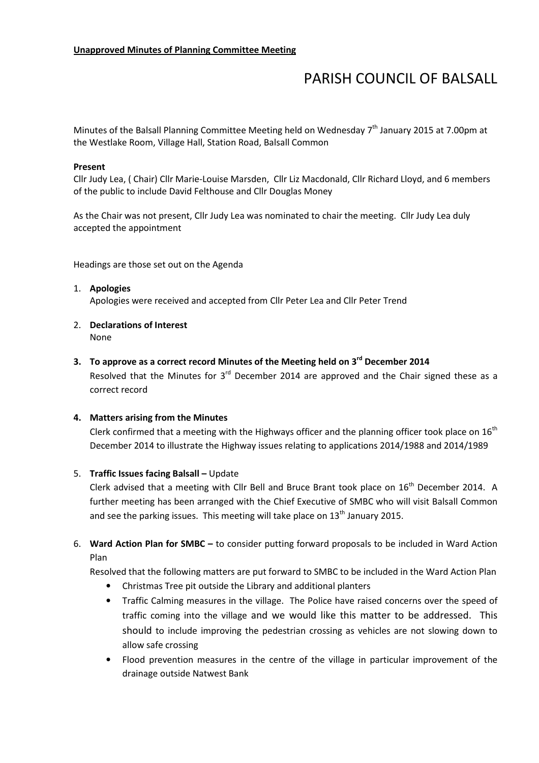**Unapproved Minutes of Planning Committee Meeting**

# PARISH COUNCIL OF BALSALL

Minutes of the Balsall Planning Committee Meeting held on Wednesday 7th January 2015 at 7.00pm at the Westlake Room, Village Hall, Station Road, Balsall Common

**Present**

Cllr Judy Lea, ( Chair) Cllr Marie-Louise Marsden, Cllr Liz Macdonald, Cllr Richard Lloyd, and 6 members of the public to include David Felthouse and Cllr Douglas Money

As the Chair was not present, Cllr Judy Lea was nominated to chair the meeting. Cllr Judy Lea duly accepted the appointment

Headings are those set out on the Agenda

1. **Apologies**
   Apologies were received and accepted from Cllr Peter Lea and Cllr Peter Trend

2. **Declarations of Interest**
   None

3. **To approve as a correct record Minutes of the Meeting held on 3rd December 2014**
   Resolved that the Minutes for 3rd December 2014 are approved and the Chair signed these as a correct record

4. **Matters arising from the Minutes**
   Clerk confirmed that a meeting with the Highways officer and the planning officer took place on 16th December 2014 to illustrate the Highway issues relating to applications 2014/1988 and 2014/1989

5. **Traffic Issues facing Balsall –** Update
   Clerk advised that a meeting with Cllr Bell and Bruce Brant took place on 16th December 2014. A further meeting has been arranged with the Chief Executive of SMBC who will visit Balsall Common and see the parking issues. This meeting will take place on 13th January 2015.

6. **Ward Action Plan for SMBC –** to consider putting forward proposals to be included in Ward Action Plan
   Resolved that the following matters are put forward to SMBC to be included in the Ward Action Plan
   - Christmas Tree pit outside the Library and additional planters
   - Traffic Calming measures in the village. The Police have raised concerns over the speed of traffic coming into the village and we would like this matter to be addressed. This should to include improving the pedestrian crossing as vehicles are not slowing down to allow safe crossing
   - Flood prevention measures in the centre of the village in particular improvement of the drainage outside Natwest Bank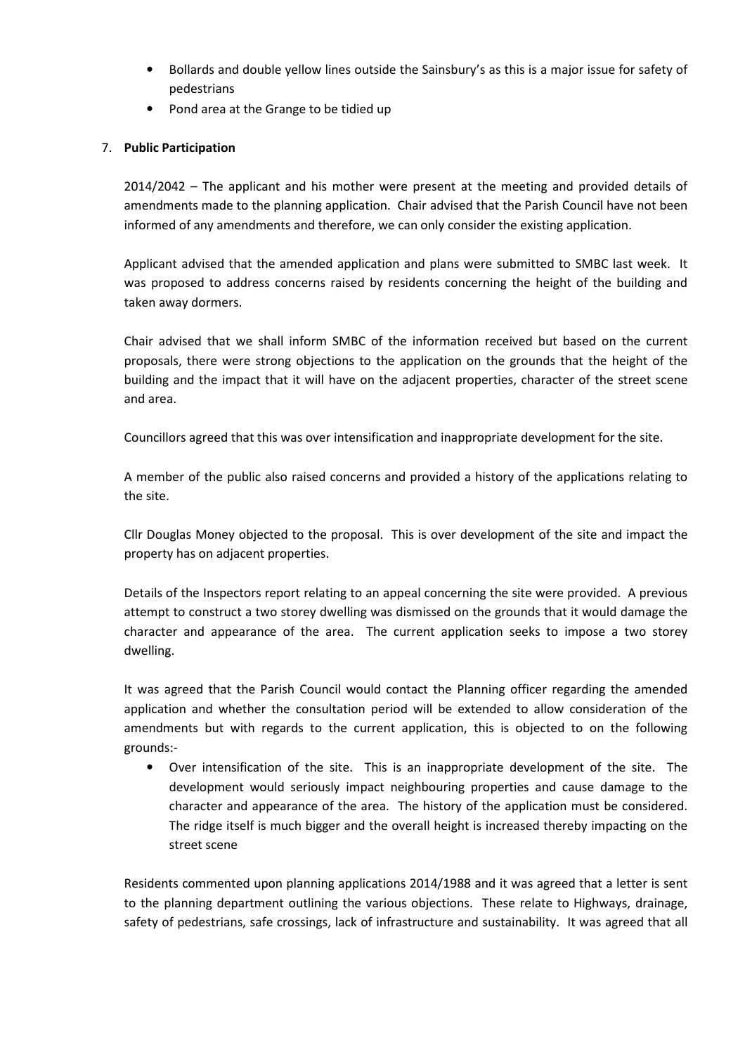- Bollards and double yellow lines outside the Sainsbury's as this is a major issue for safety of pedestrians
- Pond area at the Grange to be tidied up

7. **Public Participation**

   2014/2042 – The applicant and his mother were present at the meeting and provided details of amendments made to the planning application. Chair advised that the Parish Council have not been informed of any amendments and therefore, we can only consider the existing application.

   Applicant advised that the amended application and plans were submitted to SMBC last week. It was proposed to address concerns raised by residents concerning the height of the building and taken away dormers.

   Chair advised that we shall inform SMBC of the information received but based on the current proposals, there were strong objections to the application on the grounds that the height of the building and the impact that it will have on the adjacent properties, character of the street scene and area.

   Councillors agreed that this was over intensification and inappropriate development for the site.

   A member of the public also raised concerns and provided a history of the applications relating to the site.

   Cllr Douglas Money objected to the proposal. This is over development of the site and impact the property has on adjacent properties.

   Details of the Inspectors report relating to an appeal concerning the site were provided. A previous attempt to construct a two storey dwelling was dismissed on the grounds that it would damage the character and appearance of the area. The current application seeks to impose a two storey dwelling.

   It was agreed that the Parish Council would contact the Planning officer regarding the amended application and whether the consultation period will be extended to allow consideration of the amendments but with regards to the current application, this is objected to on the following grounds:-

   - Over intensification of the site. This is an inappropriate development of the site. The development would seriously impact neighbouring properties and cause damage to the character and appearance of the area. The history of the application must be considered. The ridge itself is much bigger and the overall height is increased thereby impacting on the street scene

   Residents commented upon planning applications 2014/1988 and it was agreed that a letter is sent to the planning department outlining the various objections. These relate to Highways, drainage, safety of pedestrians, safe crossings, lack of infrastructure and sustainability. It was agreed that all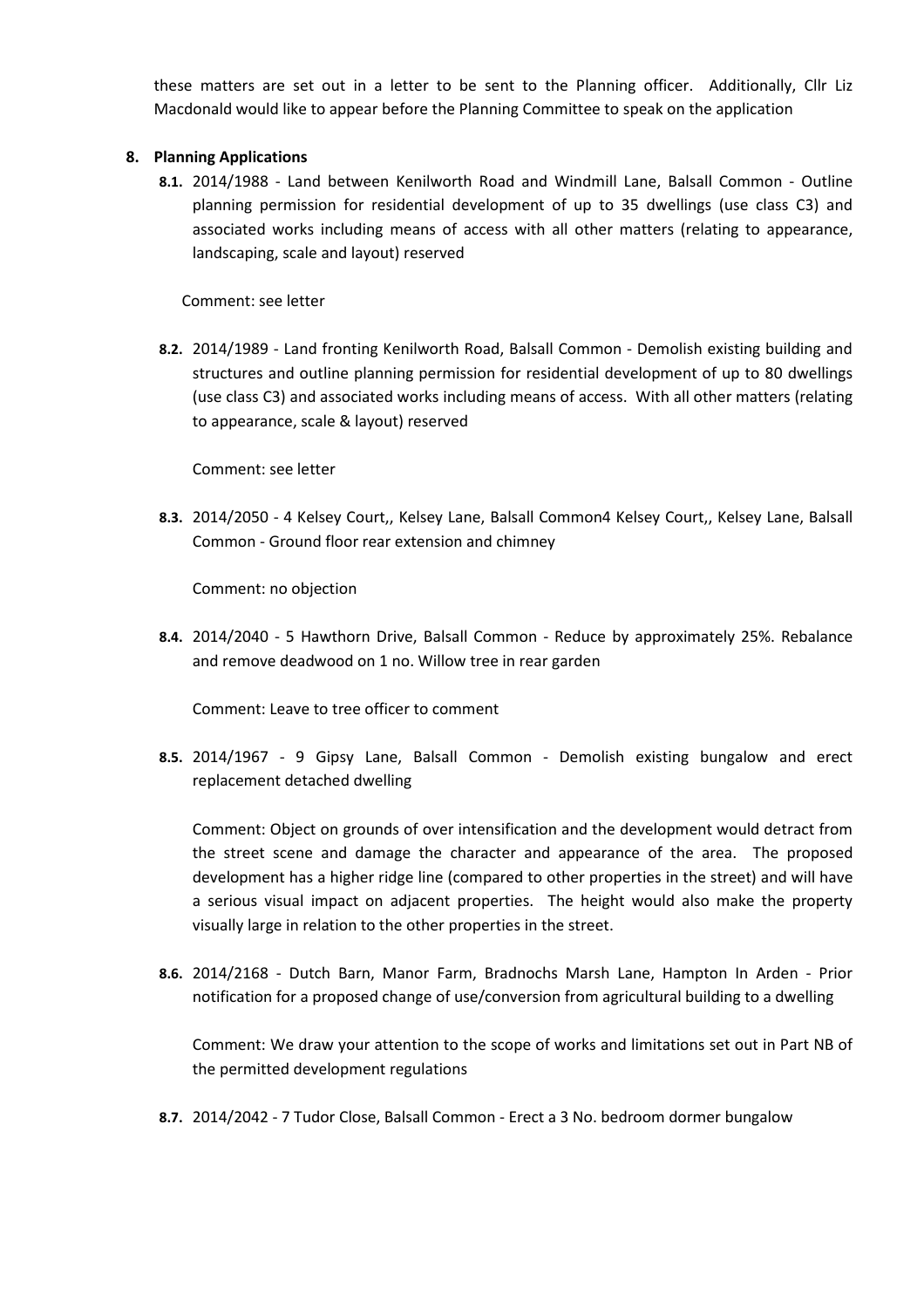these matters are set out in a letter to be sent to the Planning officer. Additionally, Cllr Liz Macdonald would like to appear before the Planning Committee to speak on the application

**8. Planning Applications**

**8.1.** 2014/1988 - Land between Kenilworth Road and Windmill Lane, Balsall Common - Outline planning permission for residential development of up to 35 dwellings (use class C3) and associated works including means of access with all other matters (relating to appearance, landscaping, scale and layout) reserved

Comment: see letter

**8.2.** 2014/1989 - Land fronting Kenilworth Road, Balsall Common - Demolish existing building and structures and outline planning permission for residential development of up to 80 dwellings (use class C3) and associated works including means of access. With all other matters (relating to appearance, scale & layout) reserved

Comment: see letter

**8.3.** 2014/2050 - 4 Kelsey Court,, Kelsey Lane, Balsall Common4 Kelsey Court,, Kelsey Lane, Balsall Common - Ground floor rear extension and chimney

Comment: no objection

**8.4.** 2014/2040 - 5 Hawthorn Drive, Balsall Common - Reduce by approximately 25%. Rebalance and remove deadwood on 1 no. Willow tree in rear garden

Comment: Leave to tree officer to comment

**8.5.** 2014/1967 - 9 Gipsy Lane, Balsall Common - Demolish existing bungalow and erect replacement detached dwelling

Comment: Object on grounds of over intensification and the development would detract from the street scene and damage the character and appearance of the area. The proposed development has a higher ridge line (compared to other properties in the street) and will have a serious visual impact on adjacent properties. The height would also make the property visually large in relation to the other properties in the street.

**8.6.** 2014/2168 - Dutch Barn, Manor Farm, Bradnochs Marsh Lane, Hampton In Arden - Prior notification for a proposed change of use/conversion from agricultural building to a dwelling

Comment: We draw your attention to the scope of works and limitations set out in Part NB of the permitted development regulations

**8.7.** 2014/2042 - 7 Tudor Close, Balsall Common - Erect a 3 No. bedroom dormer bungalow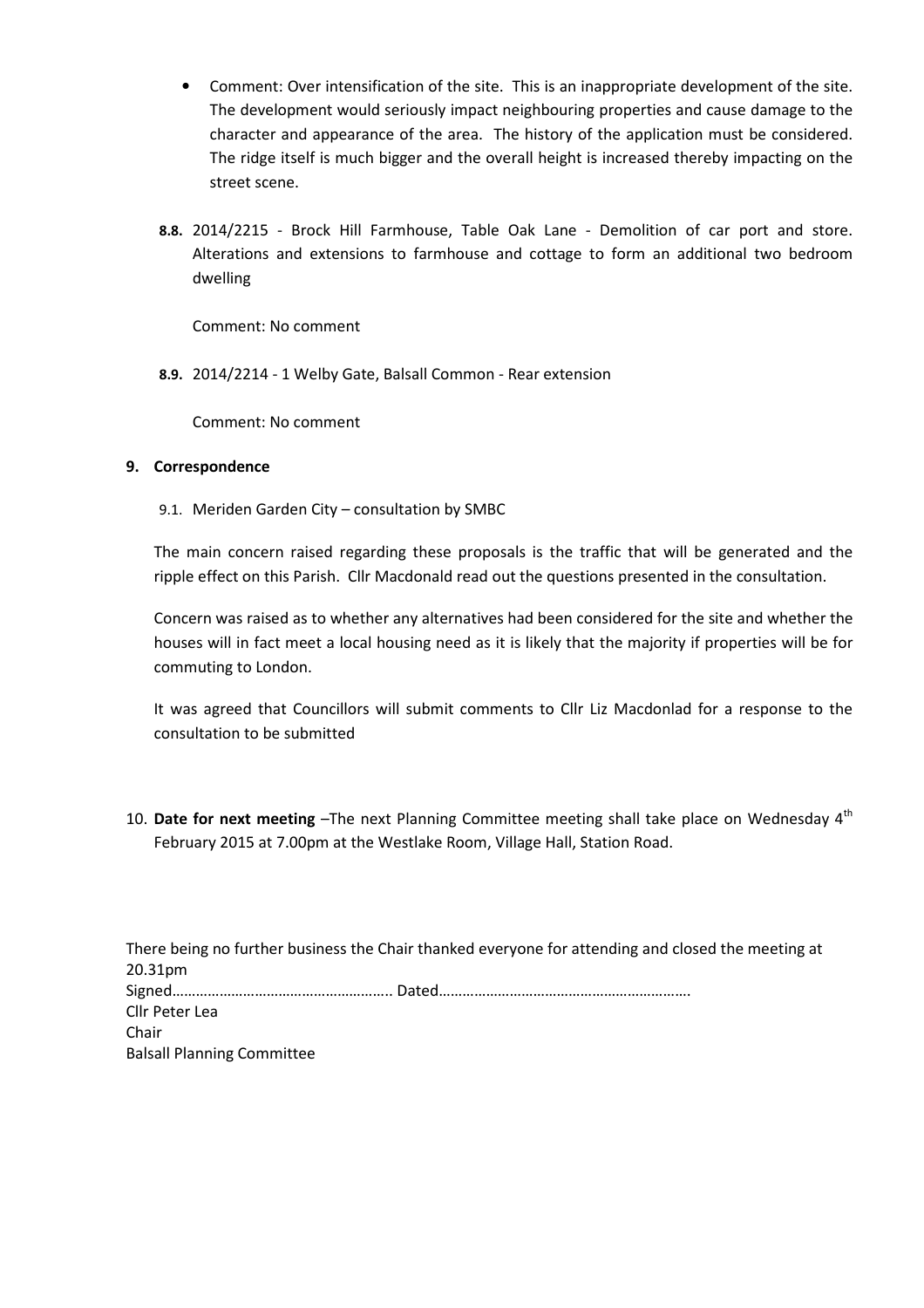- Comment: Over intensification of the site. This is an inappropriate development of the site. The development would seriously impact neighbouring properties and cause damage to the character and appearance of the area. The history of the application must be considered. The ridge itself is much bigger and the overall height is increased thereby impacting on the street scene.

**8.8.** 2014/2215 - Brock Hill Farmhouse, Table Oak Lane - Demolition of car port and store. Alterations and extensions to farmhouse and cottage to form an additional two bedroom dwelling

Comment: No comment

**8.9.** 2014/2214 - 1 Welby Gate, Balsall Common - Rear extension

Comment: No comment

**9. Correspondence**

9.1. Meriden Garden City – consultation by SMBC

The main concern raised regarding these proposals is the traffic that will be generated and the ripple effect on this Parish. Cllr Macdonald read out the questions presented in the consultation.

Concern was raised as to whether any alternatives had been considered for the site and whether the houses will in fact meet a local housing need as it is likely that the majority if properties will be for commuting to London.

It was agreed that Councillors will submit comments to Cllr Liz Macdonlad for a response to the consultation to be submitted

10. **Date for next meeting** –The next Planning Committee meeting shall take place on Wednesday 4th February 2015 at 7.00pm at the Westlake Room, Village Hall, Station Road.

There being no further business the Chair thanked everyone for attending and closed the meeting at 20.31pm

Signed……………………………………………….. Dated……………………………………………………..

Cllr Peter Lea

Chair

Balsall Planning Committee